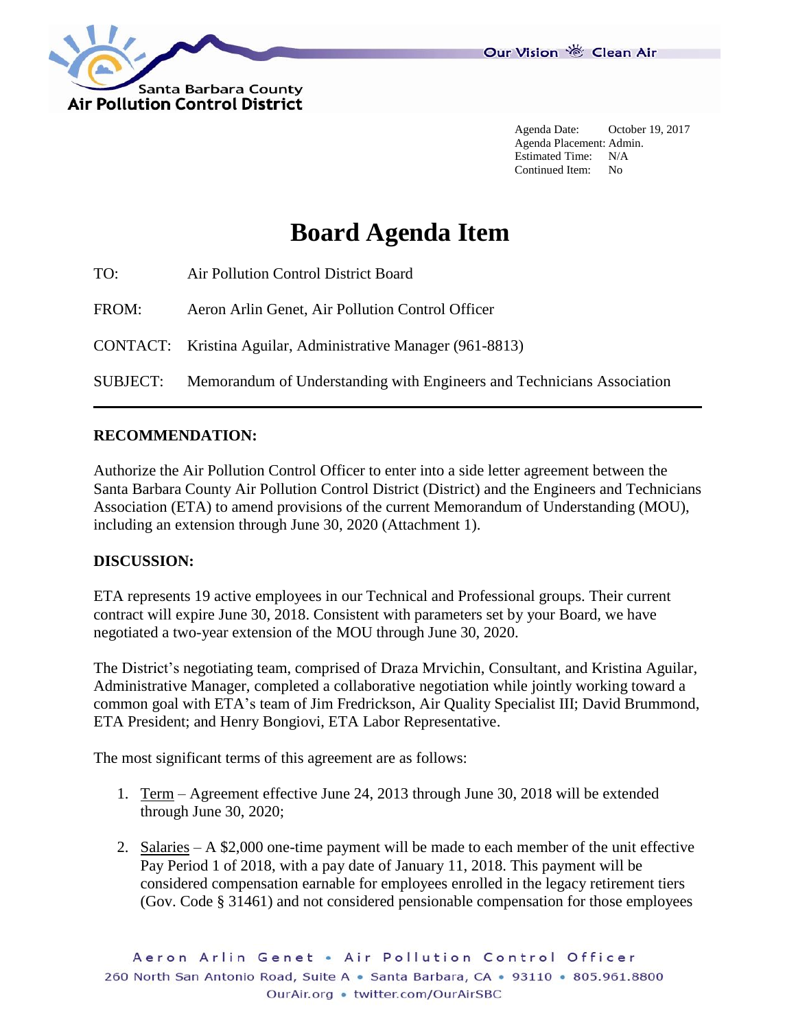Santa Barbara County
Air Pollution Control District

Our Vision Clean Air

Agenda Date: October 19, 2017
Agenda Placement: Admin.
Estimated Time: N/A
Continued Item: No

# Board Agenda Item

TO: Air Pollution Control District Board

FROM: Aeron Arlin Genet, Air Pollution Control Officer

CONTACT: Kristina Aguilar, Administrative Manager (961-8813)

SUBJECT: Memorandum of Understanding with Engineers and Technicians Association

---

**RECOMMENDATION:**

Authorize the Air Pollution Control Officer to enter into a side letter agreement between the Santa Barbara County Air Pollution Control District (District) and the Engineers and Technicians Association (ETA) to amend provisions of the current Memorandum of Understanding (MOU), including an extension through June 30, 2020 (Attachment 1).

**DISCUSSION:**

ETA represents 19 active employees in our Technical and Professional groups. Their current contract will expire June 30, 2018. Consistent with parameters set by your Board, we have negotiated a two-year extension of the MOU through June 30, 2020.

The District's negotiating team, comprised of Draza Mrvichin, Consultant, and Kristina Aguilar, Administrative Manager, completed a collaborative negotiation while jointly working toward a common goal with ETA's team of Jim Fredrickson, Air Quality Specialist III; David Brummond, ETA President; and Henry Bongiovi, ETA Labor Representative.

The most significant terms of this agreement are as follows:

1. Term – Agreement effective June 24, 2013 through June 30, 2018 will be extended through June 30, 2020;

2. Salaries – A $2,000 one-time payment will be made to each member of the unit effective Pay Period 1 of 2018, with a pay date of January 11, 2018. This payment will be considered compensation earnable for employees enrolled in the legacy retirement tiers (Gov. Code § 31461) and not considered pensionable compensation for those employees

Aeron Arlin Genet • Air Pollution Control Officer
260 North San Antonio Road, Suite A • Santa Barbara, CA • 93110 • 805.961.8800
OurAir.org • twitter.com/OurAirSBC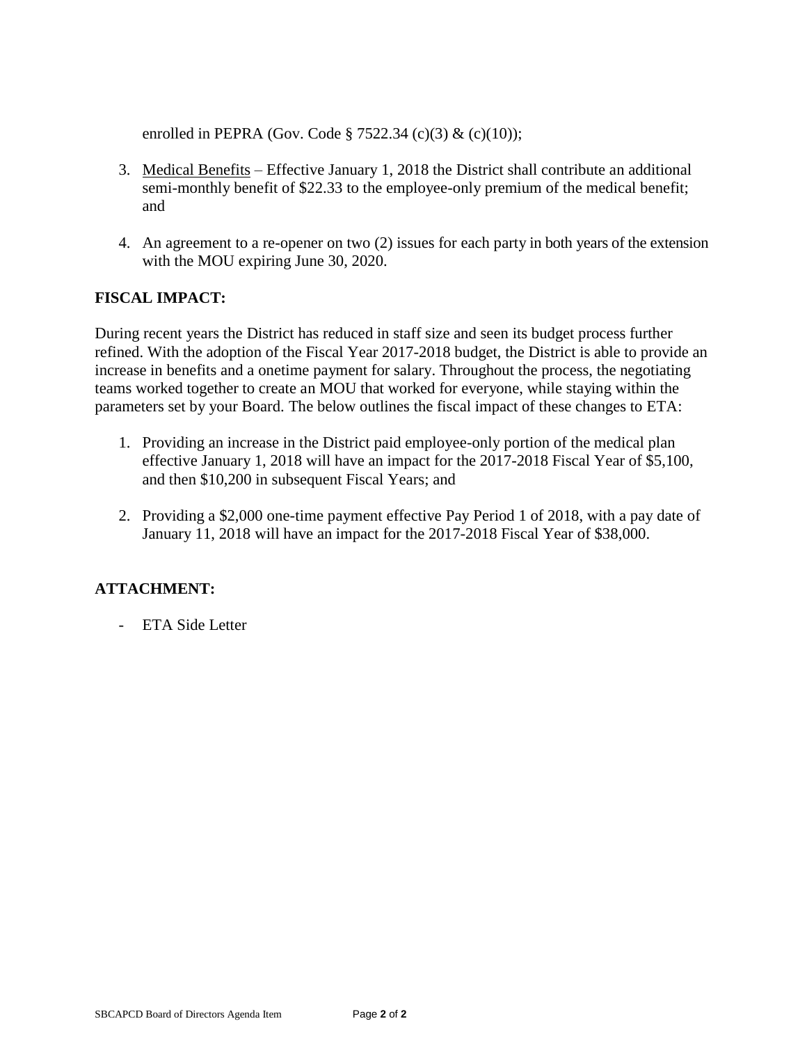enrolled in PEPRA (Gov. Code § 7522.34 (c)(3) & (c)(10));

3. Medical Benefits – Effective January 1, 2018 the District shall contribute an additional semi-monthly benefit of $22.33 to the employee-only premium of the medical benefit; and

4. An agreement to a re-opener on two (2) issues for each party in both years of the extension with the MOU expiring June 30, 2020.

## FISCAL IMPACT:

During recent years the District has reduced in staff size and seen its budget process further refined. With the adoption of the Fiscal Year 2017-2018 budget, the District is able to provide an increase in benefits and a onetime payment for salary. Throughout the process, the negotiating teams worked together to create an MOU that worked for everyone, while staying within the parameters set by your Board. The below outlines the fiscal impact of these changes to ETA:

1. Providing an increase in the District paid employee-only portion of the medical plan effective January 1, 2018 will have an impact for the 2017-2018 Fiscal Year of $5,100, and then $10,200 in subsequent Fiscal Years; and

2. Providing a $2,000 one-time payment effective Pay Period 1 of 2018, with a pay date of January 11, 2018 will have an impact for the 2017-2018 Fiscal Year of $38,000.

## ATTACHMENT:

- ETA Side Letter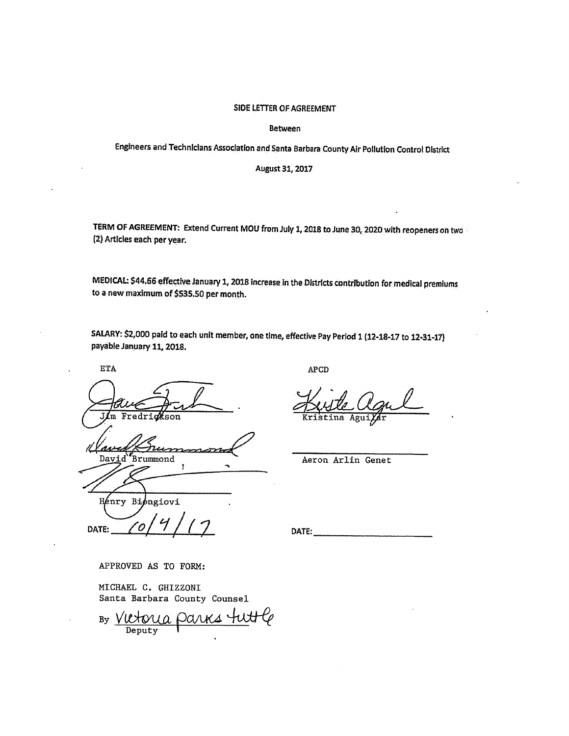# SIDE LETTER OF AGREEMENT

Between

Engineers and Technicians Association and Santa Barbara County Air Pollution Control District

August 31, 2017

**TERM OF AGREEMENT:** Extend Current MOU from July 1, 2018 to June 30, 2020 with reopeners on two (2) Articles each per year.

**MEDICAL:** $44.66 effective January 1, 2018 increase in the Districts contribution for medical premiums to a new maximum of $535.50 per month.

**SALARY:** $2,000 paid to each unit member, one time, effective Pay Period 1 (12-18-17 to 12-31-17) payable January 11, 2018.

| ETA | APCD |
| --- | --- |
| Jim Fredrickson | Kristina Aguilar |
| David Brummond | Aeron Arlin Genet |
| Henry Biongiovi | |
| DATE: 10/4/17 | DATE: |

APPROVED AS TO FORM:

MICHAEL C. GHIZZONI
Santa Barbara County Counsel

By Victoria Parks Tuttle
Deputy